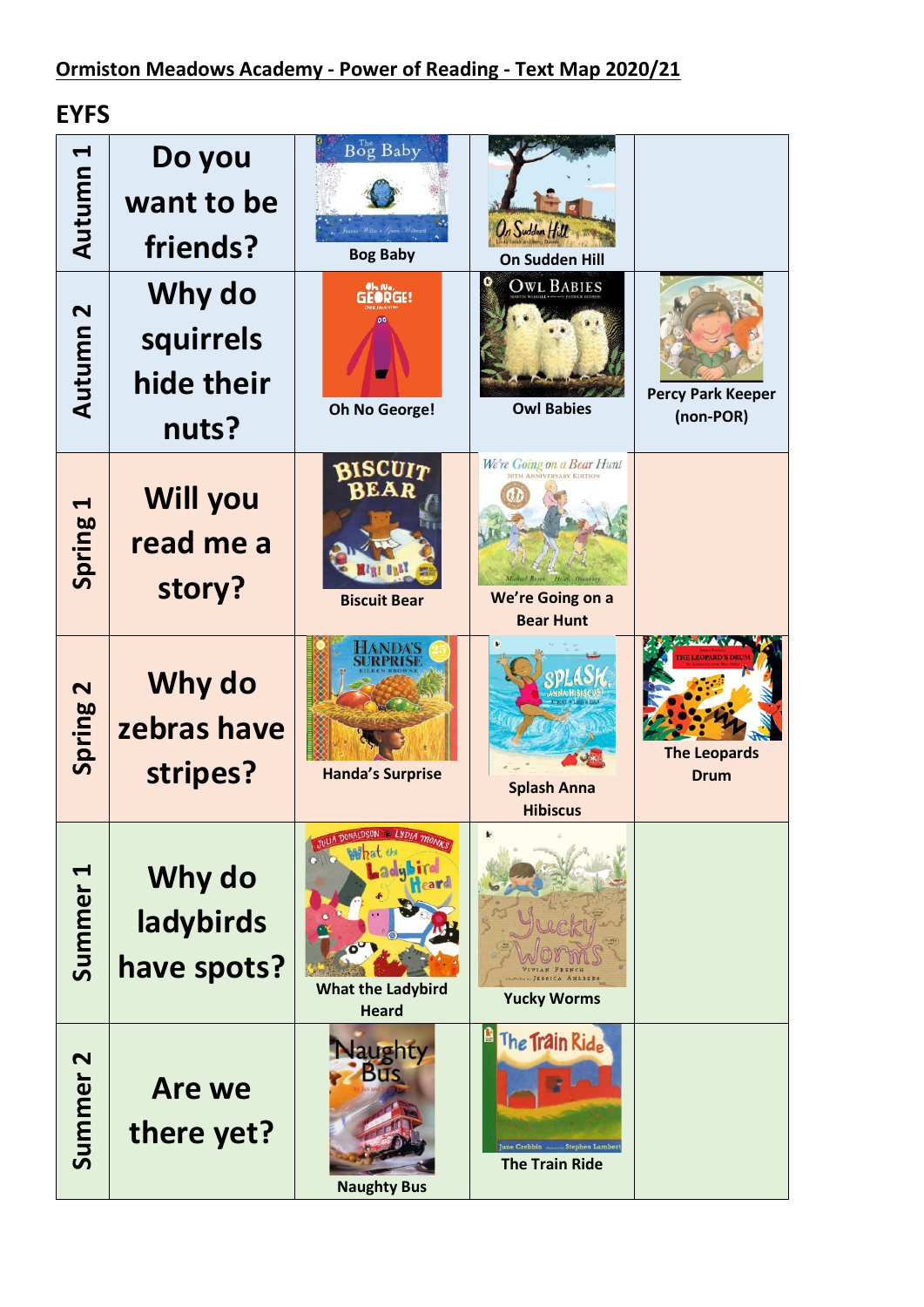**Ormiston Meadows Academy - Power of Reading - Text Map 2020/21**

## EYFS

| Term | Question | Text 1 | Text 2 | Text 3 |
| --- | --- | --- | --- | --- |
| Autumn 1 | Do you want to be friends? | Bog Baby | On Sudden Hill | |
| Autumn 2 | Why do squirrels hide their nuts? | Oh No George! | Owl Babies | Percy Park Keeper (non-POR) |
| Spring 1 | Will you read me a story? | Biscuit Bear | We're Going on a Bear Hunt | |
| Spring 2 | Why do zebras have stripes? | Handa's Surprise | Splash Anna Hibiscus | The Leopards Drum |
| Summer 1 | Why do ladybirds have spots? | What the Ladybird Heard | Yucky Worms | |
| Summer 2 | Are we there yet? | Naughty Bus | The Train Ride | |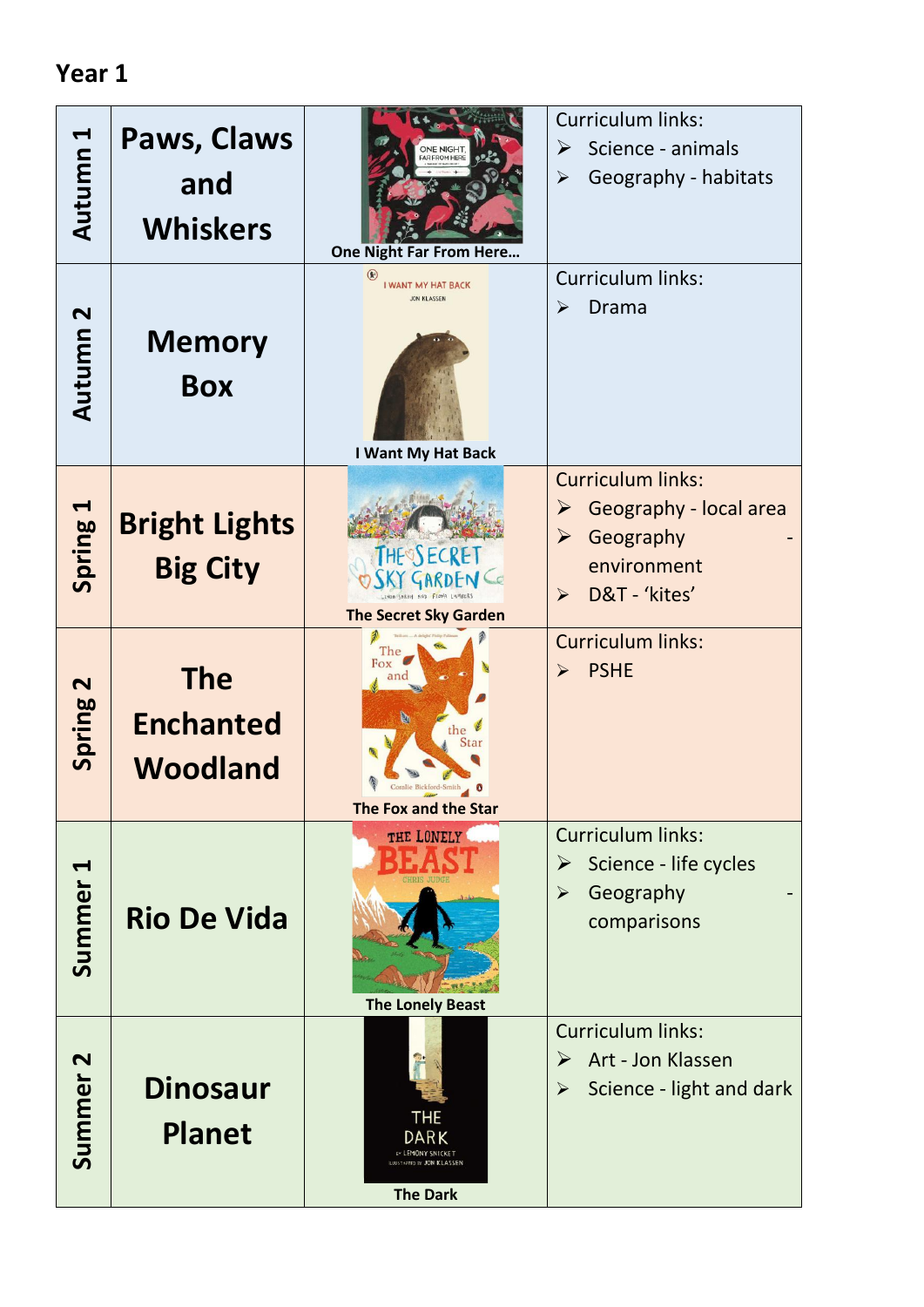## Year 1

| Term | Topic | Book | Curriculum links |
|---|---|---|---|
| Autumn 1 | Paws, Claws and Whiskers | One Night Far From Here… | Curriculum links:<br>➢ Science - animals<br>➢ Geography - habitats |
| Autumn 2 | Memory Box | I Want My Hat Back | Curriculum links:<br>➢ Drama |
| Spring 1 | Bright Lights Big City | The Secret Sky Garden | Curriculum links:<br>➢ Geography - local area<br>➢ Geography - environment<br>➢ D&T - 'kites' |
| Spring 2 | The Enchanted Woodland | The Fox and the Star | Curriculum links:<br>➢ PSHE |
| Summer 1 | Rio De Vida | The Lonely Beast | Curriculum links:<br>➢ Science - life cycles<br>➢ Geography - comparisons |
| Summer 2 | Dinosaur Planet | The Dark | Curriculum links:<br>➢ Art - Jon Klassen<br>➢ Science - light and dark |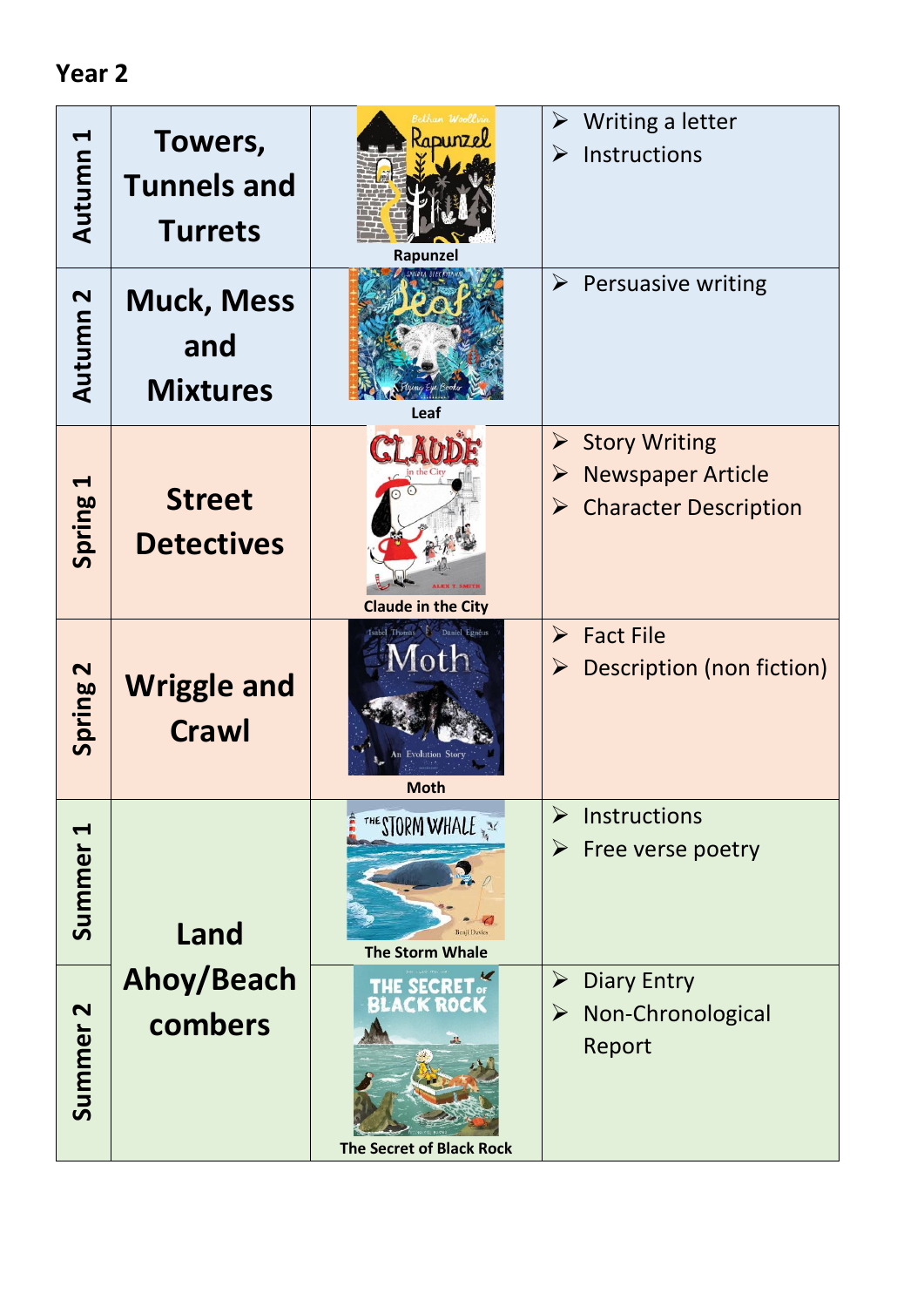**Year 2**

| Term | Topic | Book | Writing |
| --- | --- | --- | --- |
| Autumn 1 | Towers, Tunnels and Turrets | Rapunzel | ➢ Writing a letter<br>➢ Instructions |
| Autumn 2 | Muck, Mess and Mixtures | Leaf | ➢ Persuasive writing |
| Spring 1 | Street Detectives | Claude in the City | ➢ Story Writing<br>➢ Newspaper Article<br>➢ Character Description |
| Spring 2 | Wriggle and Crawl | Moth | ➢ Fact File<br>➢ Description (non fiction) |
| Summer 1 | Land Ahoy/Beach combers | The Storm Whale | ➢ Instructions<br>➢ Free verse poetry |
| Summer 2 | | The Secret of Black Rock | ➢ Diary Entry<br>➢ Non-Chronological Report |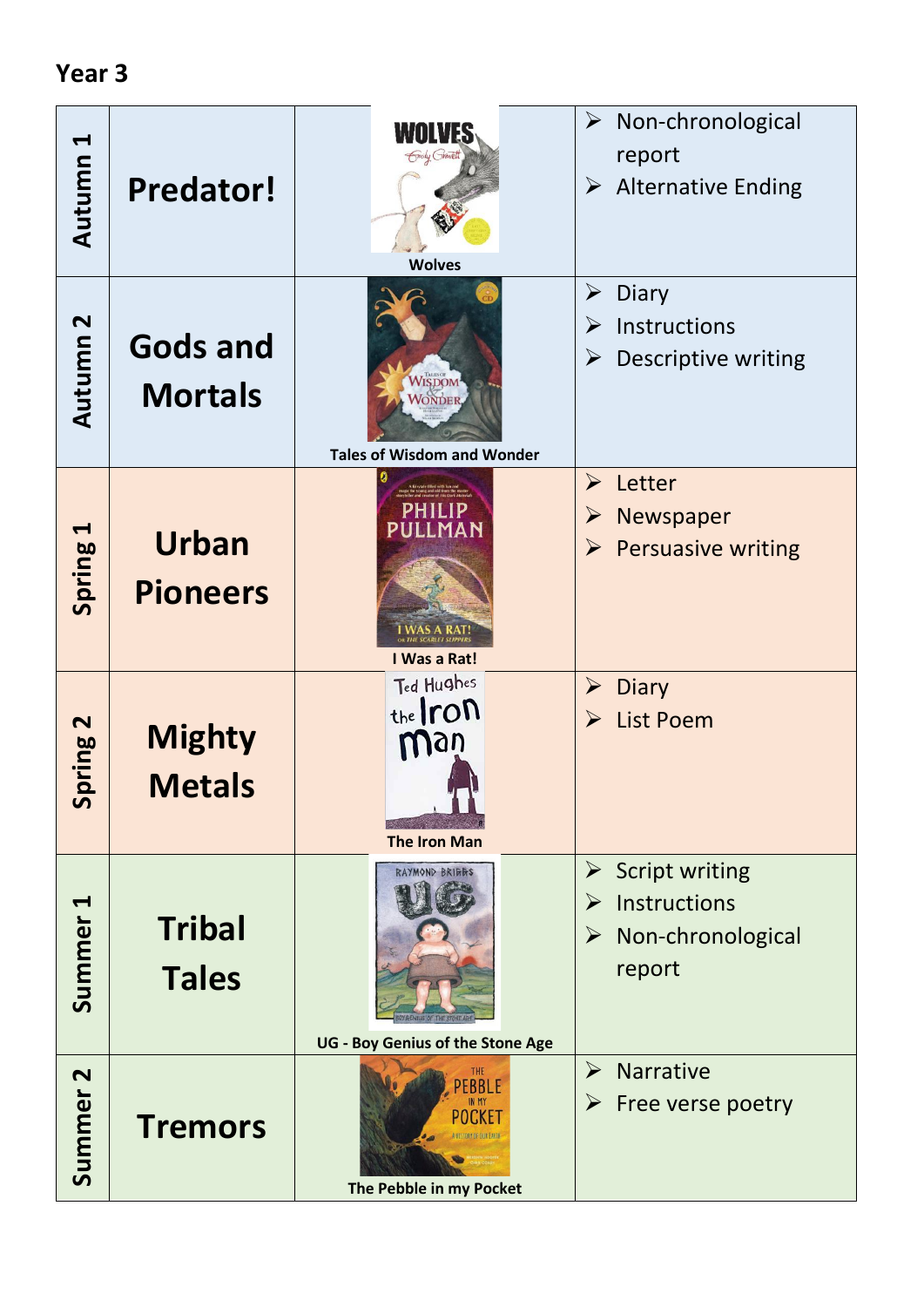## Year 3

| Term | Topic | Book | Writing |
|---|---|---|---|
| Autumn 1 | **Predator!** | Wolves | Non-chronological report<br>Alternative Ending |
| Autumn 2 | **Gods and Mortals** | Tales of Wisdom and Wonder | Diary<br>Instructions<br>Descriptive writing |
| Spring 1 | **Urban Pioneers** | I Was a Rat! | Letter<br>Newspaper<br>Persuasive writing |
| Spring 2 | **Mighty Metals** | The Iron Man | Diary<br>List Poem |
| Summer 1 | **Tribal Tales** | UG - Boy Genius of the Stone Age | Script writing<br>Instructions<br>Non-chronological report |
| Summer 2 | **Tremors** | The Pebble in my Pocket | Narrative<br>Free verse poetry |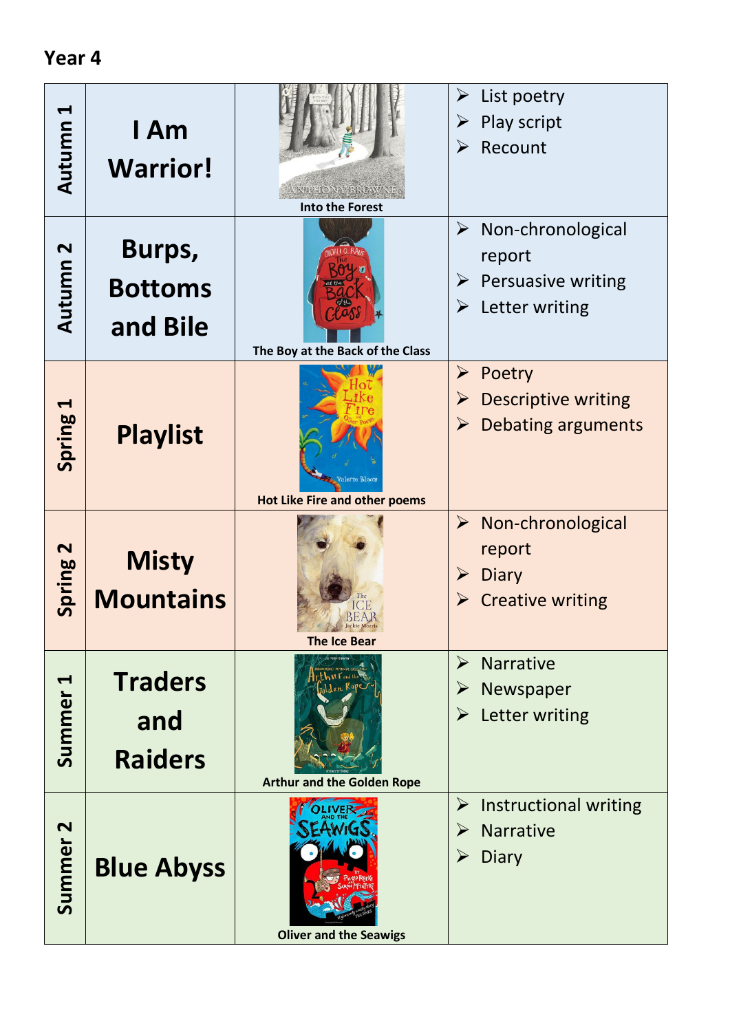## Year 4

| Term | Topic | Book | Writing |
| --- | --- | --- | --- |
| Autumn 1 | I Am Warrior! | Into the Forest | List poetry<br>Play script<br>Recount |
| Autumn 2 | Burps, Bottoms and Bile | The Boy at the Back of the Class | Non-chronological report<br>Persuasive writing<br>Letter writing |
| Spring 1 | Playlist | Hot Like Fire and other poems | Poetry<br>Descriptive writing<br>Debating arguments |
| Spring 2 | Misty Mountains | The Ice Bear | Non-chronological report<br>Diary<br>Creative writing |
| Summer 1 | Traders and Raiders | Arthur and the Golden Rope | Narrative<br>Newspaper<br>Letter writing |
| Summer 2 | Blue Abyss | Oliver and the Seawigs | Instructional writing<br>Narrative<br>Diary |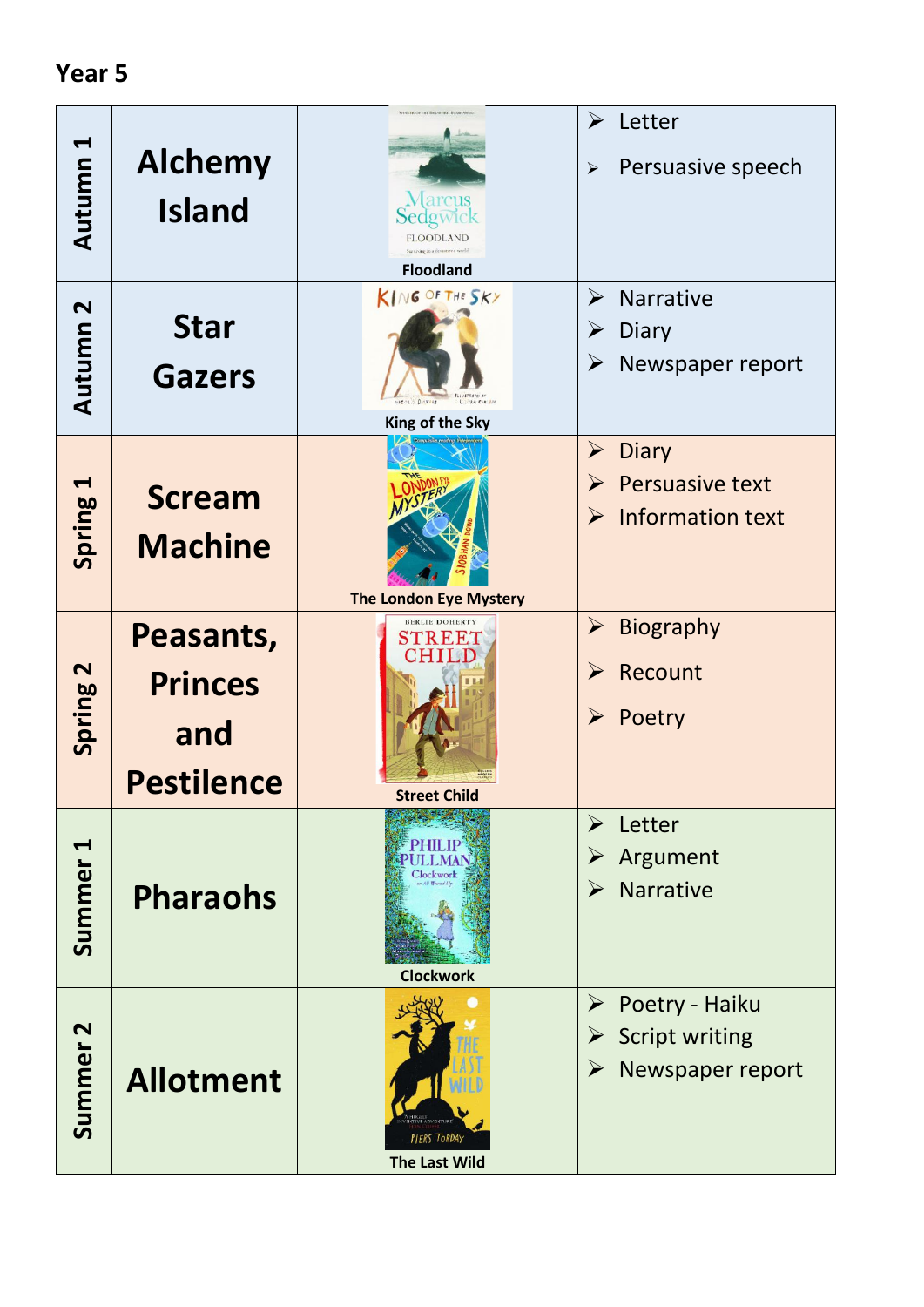## Year 5

| Term | Topic | Book | Writing |
| --- | --- | --- | --- |
| Autumn 1 | Alchemy Island | Floodland | ➢ Letter<br>➢ Persuasive speech |
| Autumn 2 | Star Gazers | King of the Sky | ➢ Narrative<br>➢ Diary<br>➢ Newspaper report |
| Spring 1 | Scream Machine | The London Eye Mystery | ➢ Diary<br>➢ Persuasive text<br>➢ Information text |
| Spring 2 | Peasants, Princes and Pestilence | Street Child | ➢ Biography<br>➢ Recount<br>➢ Poetry |
| Summer 1 | Pharaohs | Clockwork | ➢ Letter<br>➢ Argument<br>➢ Narrative |
| Summer 2 | Allotment | The Last Wild | ➢ Poetry - Haiku<br>➢ Script writing<br>➢ Newspaper report |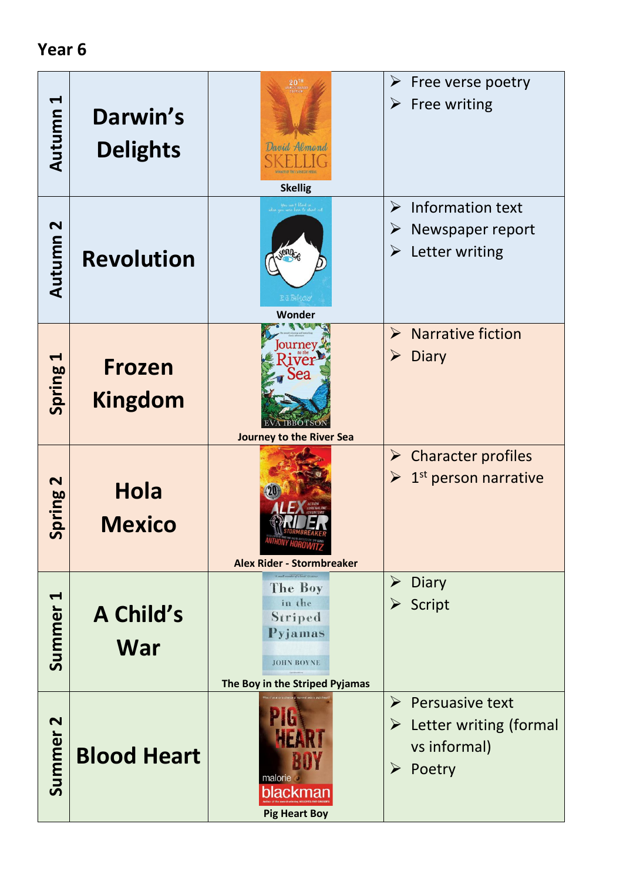## Year 6

| | | | |
|---|---|---|---|
| Autumn 1 | Darwin's Delights | Skellig | ➢ Free verse poetry<br>➢ Free writing |
| Autumn 2 | Revolution | Wonder | ➢ Information text<br>➢ Newspaper report<br>➢ Letter writing |
| Spring 1 | Frozen Kingdom | Journey to the River Sea | ➢ Narrative fiction<br>➢ Diary |
| Spring 2 | Hola Mexico | Alex Rider - Stormbreaker | ➢ Character profiles<br>➢ 1st person narrative |
| Summer 1 | A Child's War | The Boy in the Striped Pyjamas | ➢ Diary<br>➢ Script |
| Summer 2 | Blood Heart | Pig Heart Boy | ➢ Persuasive text<br>➢ Letter writing (formal vs informal)<br>➢ Poetry |